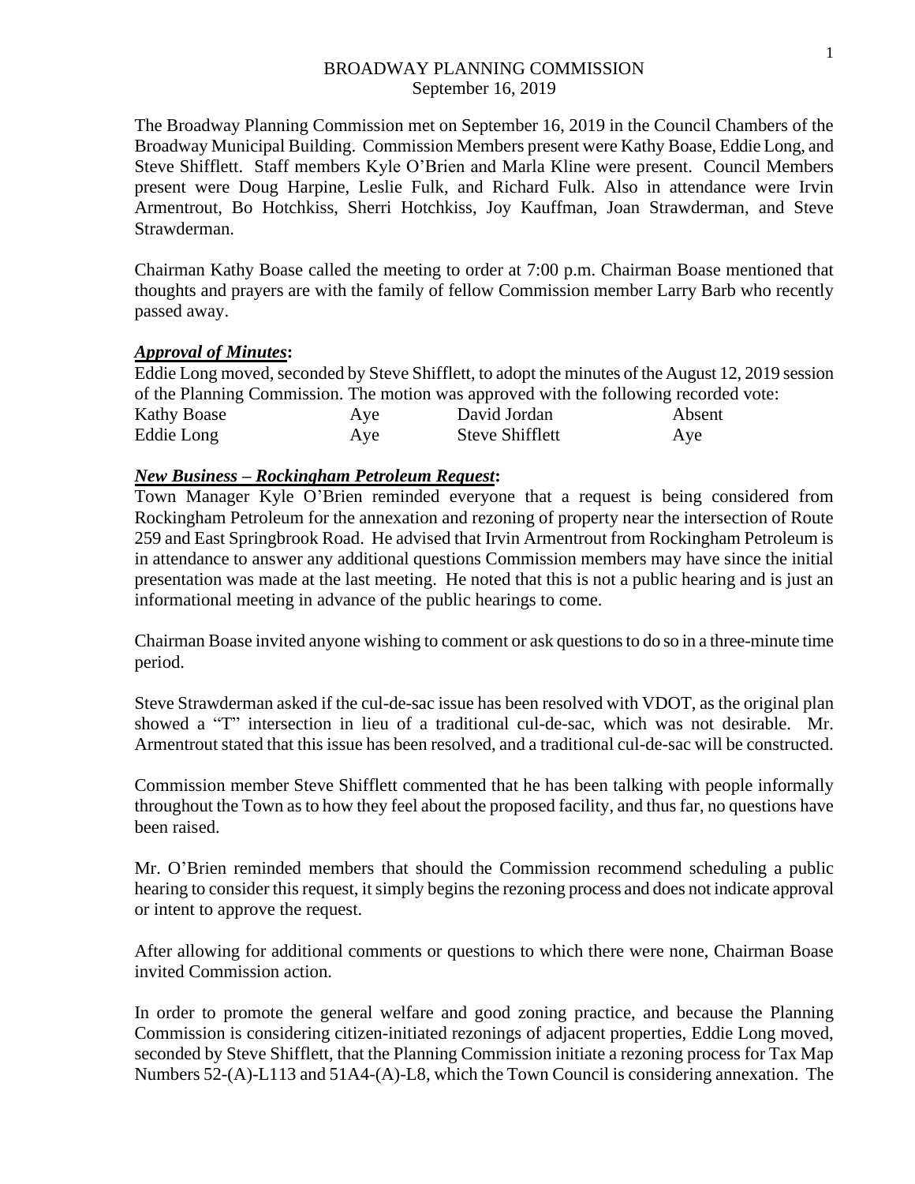# BROADWAY PLANNING COMMISSION
September 16, 2019

The Broadway Planning Commission met on September 16, 2019 in the Council Chambers of the Broadway Municipal Building. Commission Members present were Kathy Boase, Eddie Long, and Steve Shifflett. Staff members Kyle O'Brien and Marla Kline were present. Council Members present were Doug Harpine, Leslie Fulk, and Richard Fulk. Also in attendance were Irvin Armentrout, Bo Hotchkiss, Sherri Hotchkiss, Joy Kauffman, Joan Strawderman, and Steve Strawderman.

Chairman Kathy Boase called the meeting to order at 7:00 p.m. Chairman Boase mentioned that thoughts and prayers are with the family of fellow Commission member Larry Barb who recently passed away.

***Approval of Minutes*:**

Eddie Long moved, seconded by Steve Shifflett, to adopt the minutes of the August 12, 2019 session of the Planning Commission. The motion was approved with the following recorded vote:

| | | | |
|---|---|---|---|
| Kathy Boase | Aye | David Jordan | Absent |
| Eddie Long | Aye | Steve Shifflett | Aye |

***New Business – Rockingham Petroleum Request*:**

Town Manager Kyle O'Brien reminded everyone that a request is being considered from Rockingham Petroleum for the annexation and rezoning of property near the intersection of Route 259 and East Springbrook Road. He advised that Irvin Armentrout from Rockingham Petroleum is in attendance to answer any additional questions Commission members may have since the initial presentation was made at the last meeting. He noted that this is not a public hearing and is just an informational meeting in advance of the public hearings to come.

Chairman Boase invited anyone wishing to comment or ask questions to do so in a three-minute time period.

Steve Strawderman asked if the cul-de-sac issue has been resolved with VDOT, as the original plan showed a "T" intersection in lieu of a traditional cul-de-sac, which was not desirable. Mr. Armentrout stated that this issue has been resolved, and a traditional cul-de-sac will be constructed.

Commission member Steve Shifflett commented that he has been talking with people informally throughout the Town as to how they feel about the proposed facility, and thus far, no questions have been raised.

Mr. O'Brien reminded members that should the Commission recommend scheduling a public hearing to consider this request, it simply begins the rezoning process and does not indicate approval or intent to approve the request.

After allowing for additional comments or questions to which there were none, Chairman Boase invited Commission action.

In order to promote the general welfare and good zoning practice, and because the Planning Commission is considering citizen-initiated rezonings of adjacent properties, Eddie Long moved, seconded by Steve Shifflett, that the Planning Commission initiate a rezoning process for Tax Map Numbers 52-(A)-L113 and 51A4-(A)-L8, which the Town Council is considering annexation. The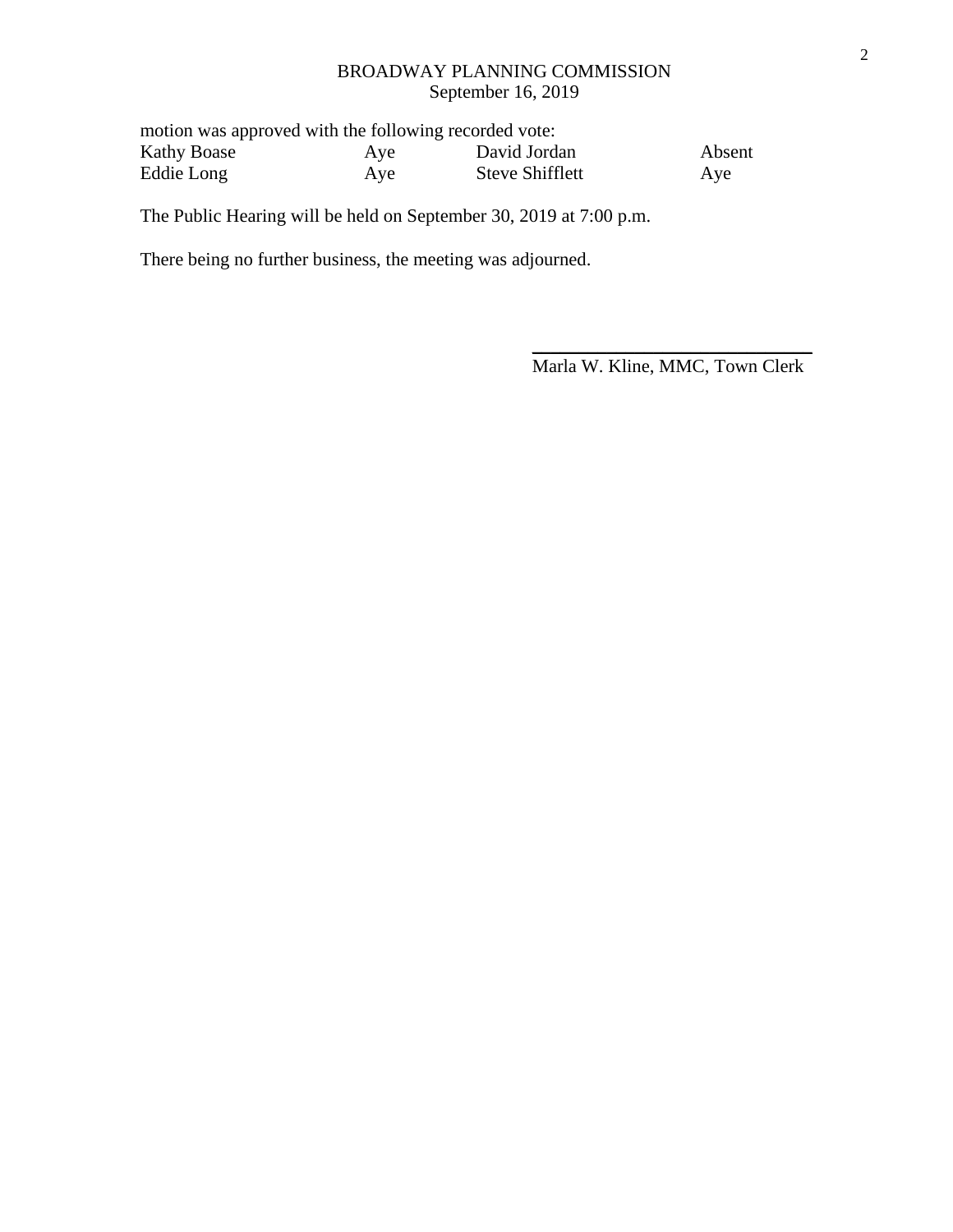motion was approved with the following recorded vote:

| | | | |
|---|---|---|---|
| Kathy Boase | Aye | David Jordan | Absent |
| Eddie Long | Aye | Steve Shifflett | Aye |

The Public Hearing will be held on September 30, 2019 at 7:00 p.m.

There being no further business, the meeting was adjourned.

\_\_\_\_\_\_\_\_\_\_\_\_\_\_\_\_\_\_\_\_\_\_\_\_\_\_\_\_\_\_

Marla W. Kline, MMC, Town Clerk